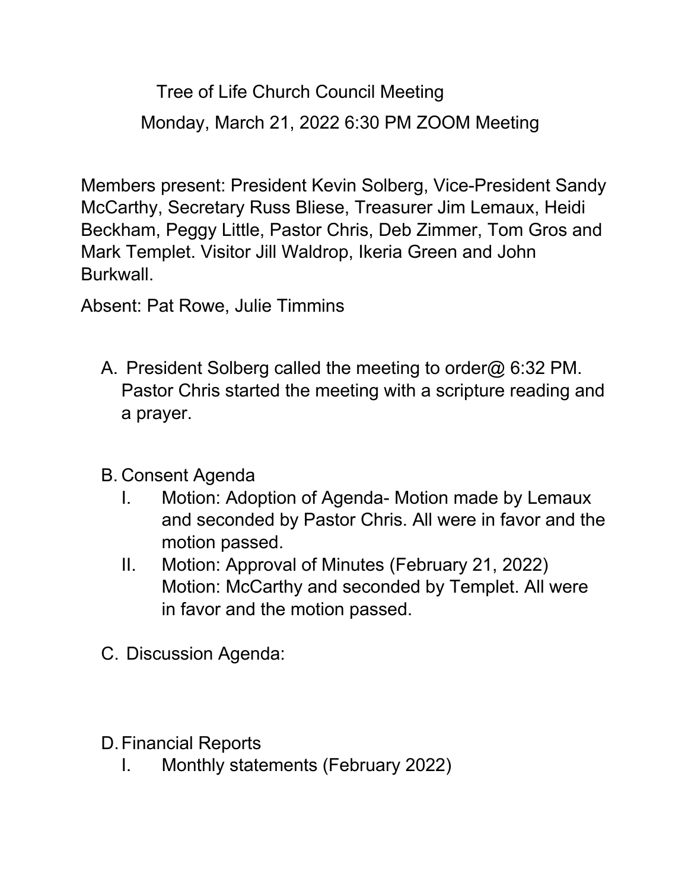# Tree of Life Church Council Meeting

## Monday, March 21, 2022 6:30 PM ZOOM Meeting

Members present: President Kevin Solberg, Vice-President Sandy McCarthy, Secretary Russ Bliese, Treasurer Jim Lemaux, Heidi Beckham, Peggy Little, Pastor Chris, Deb Zimmer, Tom Gros and Mark Templet. Visitor Jill Waldrop, Ikeria Green and John Burkwall.

Absent: Pat Rowe, Julie Timmins

A. President Solberg called the meeting to order@ 6:32 PM. Pastor Chris started the meeting with a scripture reading and a prayer.

B. Consent Agenda
   I. Motion: Adoption of Agenda- Motion made by Lemaux and seconded by Pastor Chris. All were in favor and the motion passed.
   II. Motion: Approval of Minutes (February 21, 2022) Motion: McCarthy and seconded by Templet. All were in favor and the motion passed.

C. Discussion Agenda:

D. Financial Reports
   I. Monthly statements (February 2022)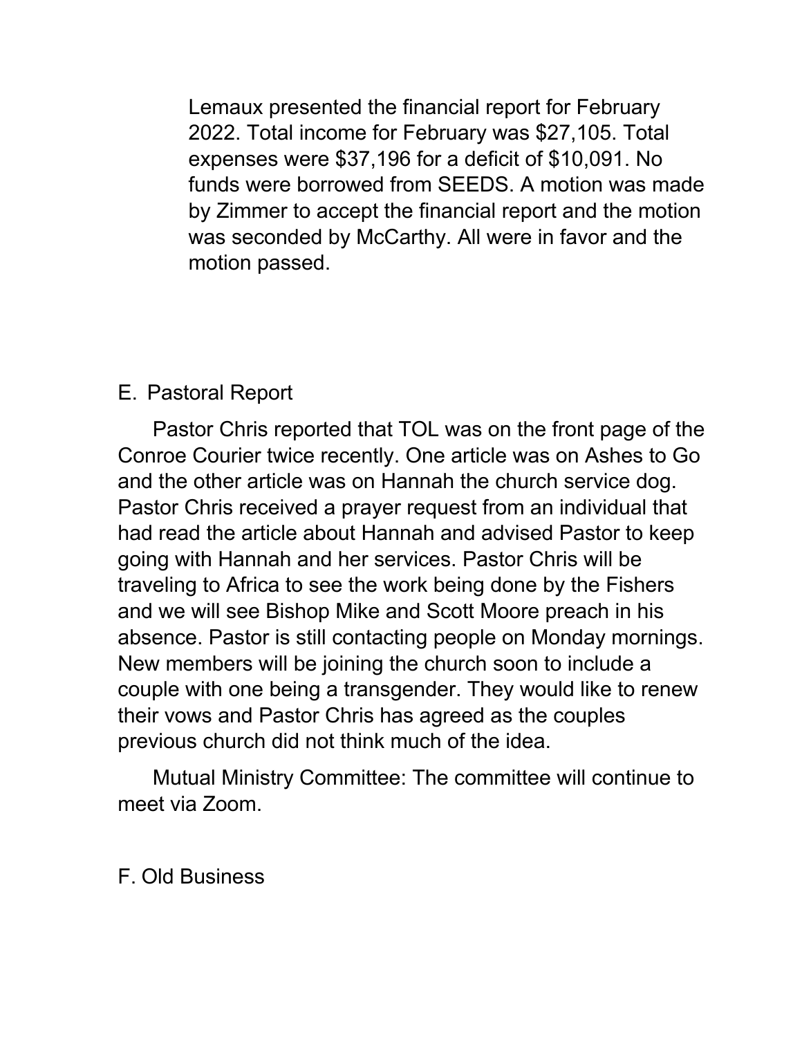Lemaux presented the financial report for February 2022. Total income for February was $27,105. Total expenses were $37,196 for a deficit of $10,091. No funds were borrowed from SEEDS. A motion was made by Zimmer to accept the financial report and the motion was seconded by McCarthy. All were in favor and the motion passed.

E. Pastoral Report

Pastor Chris reported that TOL was on the front page of the Conroe Courier twice recently. One article was on Ashes to Go and the other article was on Hannah the church service dog. Pastor Chris received a prayer request from an individual that had read the article about Hannah and advised Pastor to keep going with Hannah and her services. Pastor Chris will be traveling to Africa to see the work being done by the Fishers and we will see Bishop Mike and Scott Moore preach in his absence. Pastor is still contacting people on Monday mornings. New members will be joining the church soon to include a couple with one being a transgender. They would like to renew their vows and Pastor Chris has agreed as the couples previous church did not think much of the idea.

Mutual Ministry Committee: The committee will continue to meet via Zoom.

F. Old Business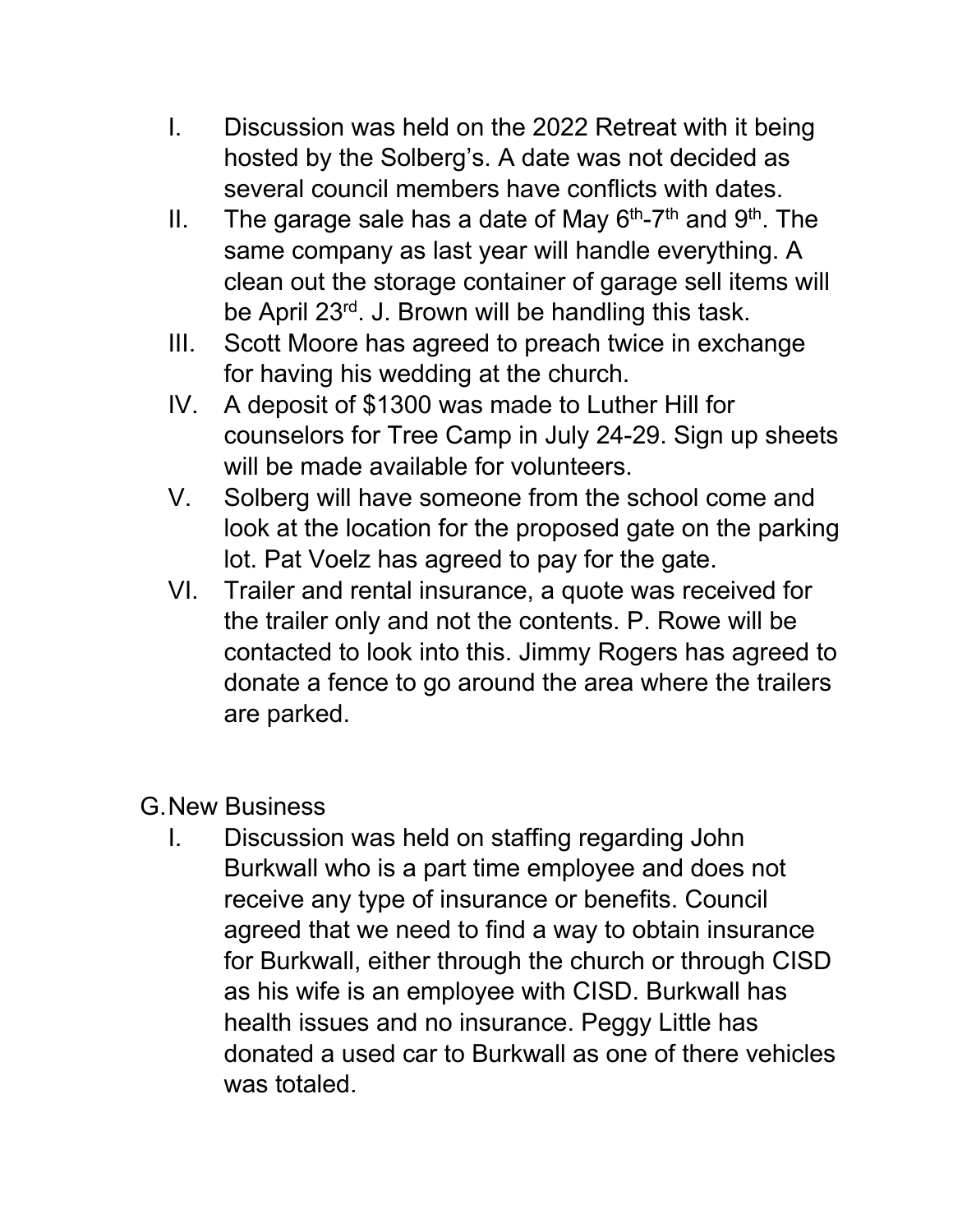I. Discussion was held on the 2022 Retreat with it being hosted by the Solberg's. A date was not decided as several council members have conflicts with dates.
II. The garage sale has a date of May 6th-7th and 9th. The same company as last year will handle everything. A clean out the storage container of garage sell items will be April 23rd. J. Brown will be handling this task.
III. Scott Moore has agreed to preach twice in exchange for having his wedding at the church.
IV. A deposit of $1300 was made to Luther Hill for counselors for Tree Camp in July 24-29. Sign up sheets will be made available for volunteers.
V. Solberg will have someone from the school come and look at the location for the proposed gate on the parking lot. Pat Voelz has agreed to pay for the gate.
VI. Trailer and rental insurance, a quote was received for the trailer only and not the contents. P. Rowe will be contacted to look into this. Jimmy Rogers has agreed to donate a fence to go around the area where the trailers are parked.

G. New Business

I. Discussion was held on staffing regarding John Burkwall who is a part time employee and does not receive any type of insurance or benefits. Council agreed that we need to find a way to obtain insurance for Burkwall, either through the church or through CISD as his wife is an employee with CISD. Burkwall has health issues and no insurance. Peggy Little has donated a used car to Burkwall as one of there vehicles was totaled.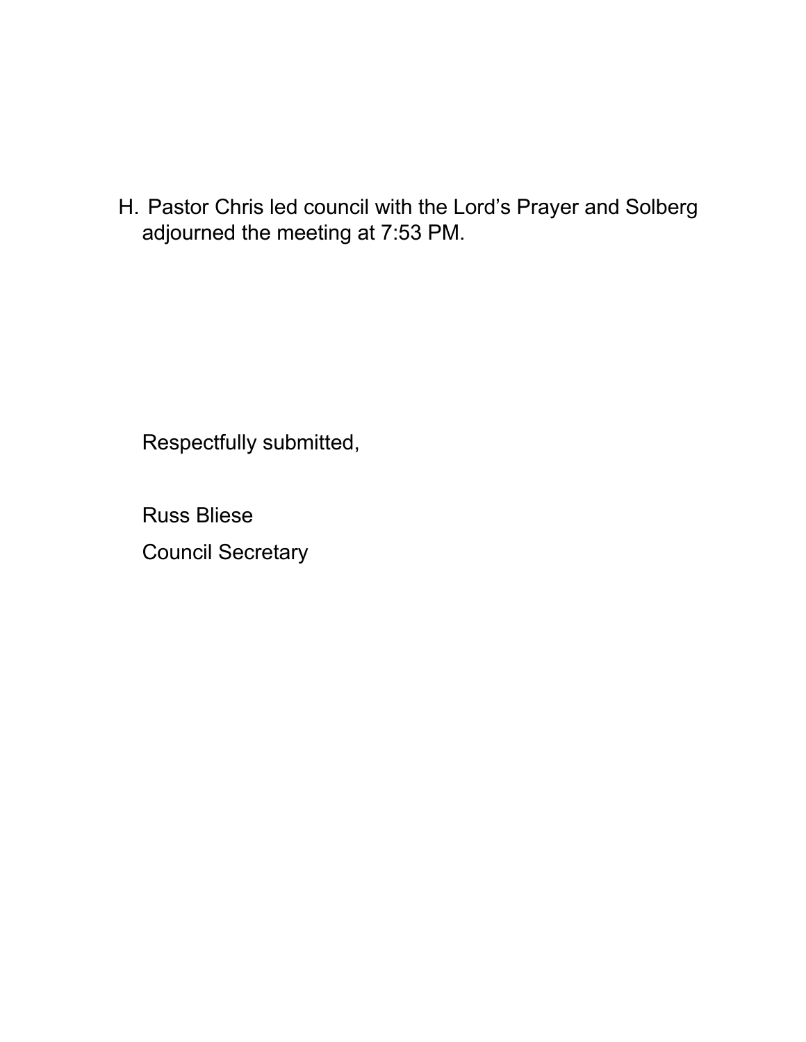H. Pastor Chris led council with the Lord's Prayer and Solberg adjourned the meeting at 7:53 PM.

Respectfully submitted,

Russ Bliese

Council Secretary